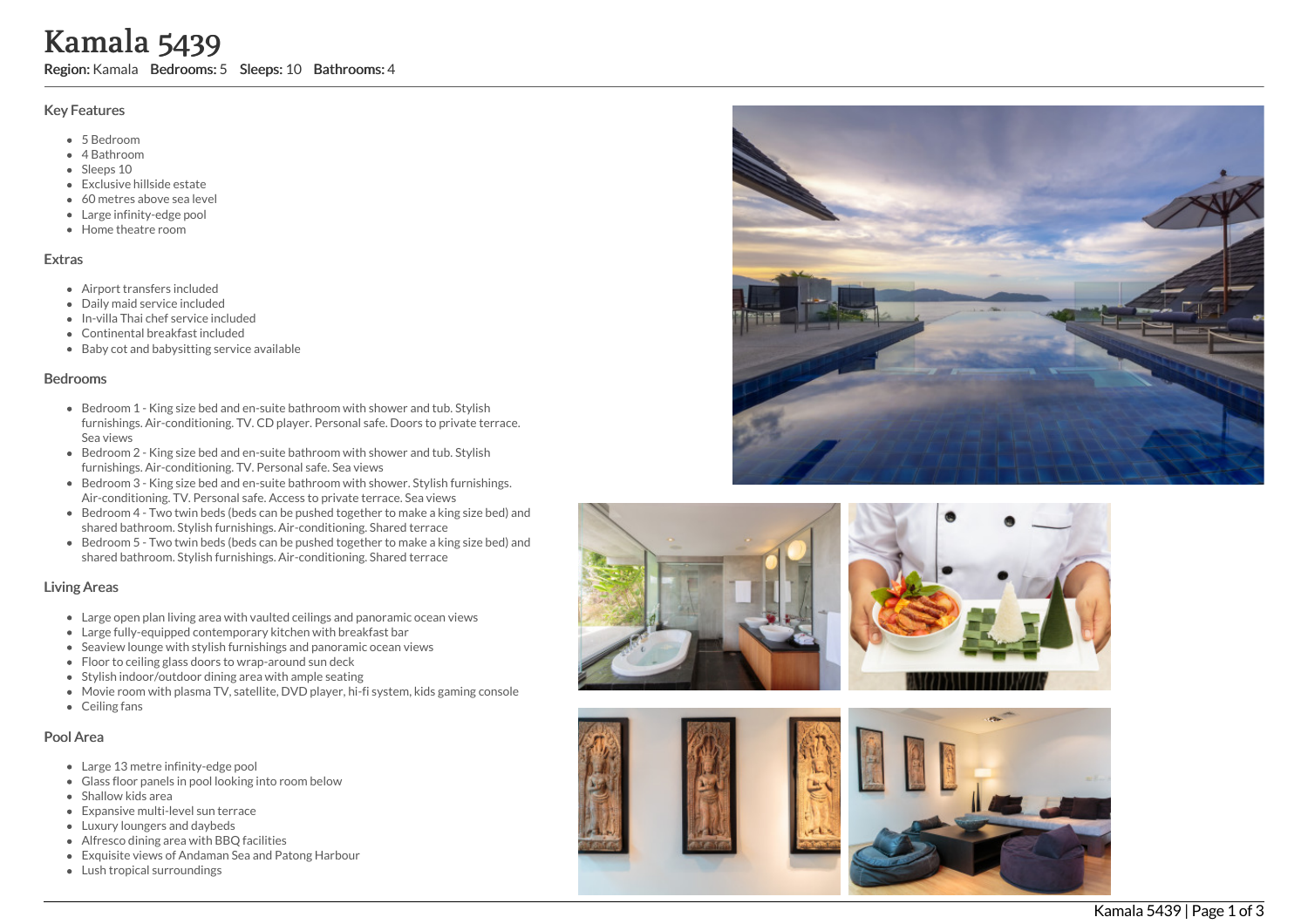# Kamala 5439

**Region:** Kamala **Bedrooms:** 5 **Sleeps:** 10 **Bathrooms:** 4

## Key Features

- 5 Bedroom
- 4 Bathroom
- Sleeps 10
- Exclusive hillside estate
- 60 metres above sea level
- Large infinity-edge pool
- Home theatre room

## Extras

- Airport transfers included
- Daily maid service included
- In-villa Thai chef service included
- Continental breakfast included
- Baby cot and babysitting service available

## Bedrooms

- Bedroom 1 - King size bed and en-suite bathroom with shower and tub. Stylish furnishings. Air-conditioning. TV. CD player. Personal safe. Doors to private terrace. Sea views
- Bedroom 2 - King size bed and en-suite bathroom with shower and tub. Stylish furnishings. Air-conditioning. TV. Personal safe. Sea views
- Bedroom 3 - King size bed and en-suite bathroom with shower. Stylish furnishings. Air-conditioning. TV. Personal safe. Access to private terrace. Sea views
- Bedroom 4 - Two twin beds (beds can be pushed together to make a king size bed) and shared bathroom. Stylish furnishings. Air-conditioning. Shared terrace
- Bedroom 5 - Two twin beds (beds can be pushed together to make a king size bed) and shared bathroom. Stylish furnishings. Air-conditioning. Shared terrace

## Living Areas

- Large open plan living area with vaulted ceilings and panoramic ocean views
- Large fully-equipped contemporary kitchen with breakfast bar
- Seaview lounge with stylish furnishings and panoramic ocean views
- Floor to ceiling glass doors to wrap-around sun deck
- Stylish indoor/outdoor dining area with ample seating
- Movie room with plasma TV, satellite, DVD player, hi-fi system, kids gaming console
- Ceiling fans

## Pool Area

- Large 13 metre infinity-edge pool
- Glass floor panels in pool looking into room below
- Shallow kids area
- Expansive multi-level sun terrace
- Luxury loungers and daybeds
- Alfresco dining area with BBQ facilities
- Exquisite views of Andaman Sea and Patong Harbour
- Lush tropical surroundings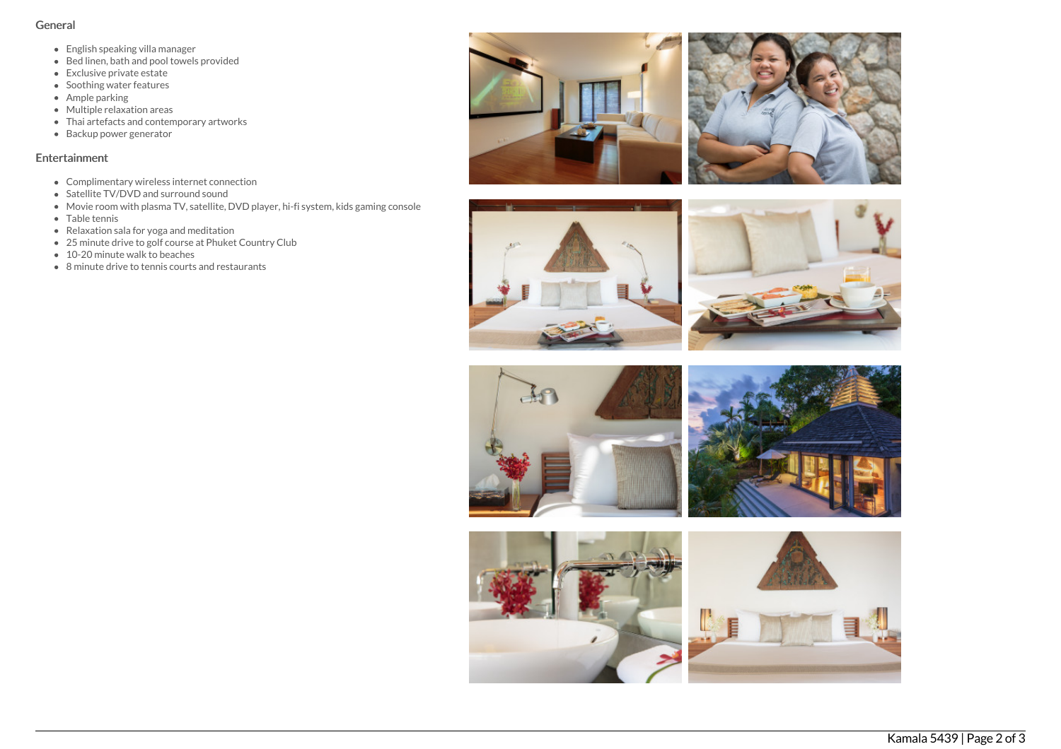## General

- English speaking villa manager
- Bed linen, bath and pool towels provided
- Exclusive private estate
- Soothing water features
- Ample parking
- Multiple relaxation areas
- Thai artefacts and contemporary artworks
- Backup power generator

## Entertainment

- Complimentary wireless internet connection
- Satellite TV/DVD and surround sound
- Movie room with plasma TV, satellite, DVD player, hi-fi system, kids gaming console
- Table tennis
- Relaxation sala for yoga and meditation
- 25 minute drive to golf course at Phuket Country Club
- 10-20 minute walk to beaches
- 8 minute drive to tennis courts and restaurants